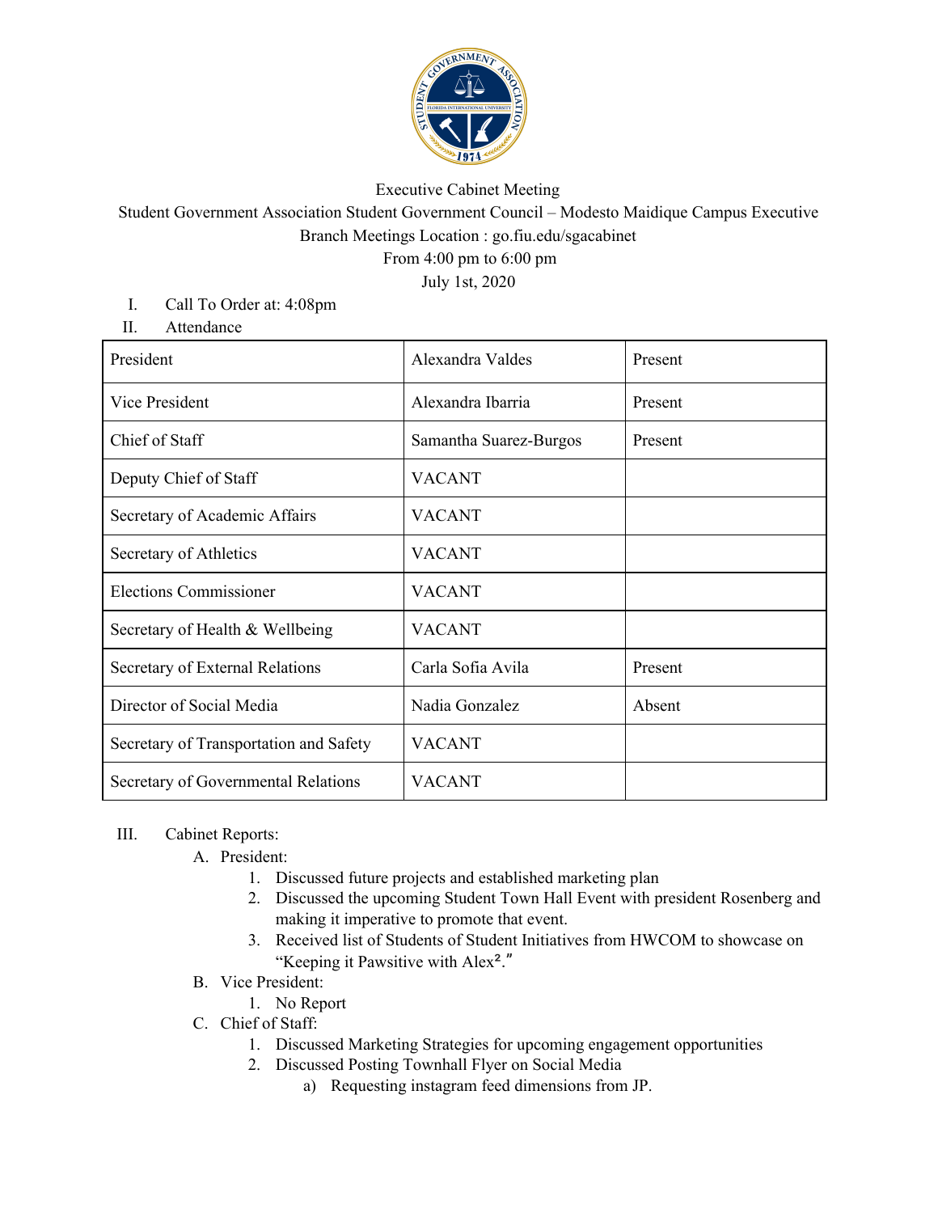Executive Cabinet Meeting

Student Government Association Student Government Council – Modesto Maidique Campus Executive Branch Meetings Location : go.fiu.edu/sgacabinet

From 4:00 pm to 6:00 pm

July 1st, 2020

I. Call To Order at: 4:08pm

II. Attendance

| President | Alexandra Valdes | Present |
|---|---|---|
| Vice President | Alexandra Ibarria | Present |
| Chief of Staff | Samantha Suarez-Burgos | Present |
| Deputy Chief of Staff | VACANT | |
| Secretary of Academic Affairs | VACANT | |
| Secretary of Athletics | VACANT | |
| Elections Commissioner | VACANT | |
| Secretary of Health & Wellbeing | VACANT | |
| Secretary of External Relations | Carla Sofia Avila | Present |
| Director of Social Media | Nadia Gonzalez | Absent |
| Secretary of Transportation and Safety | VACANT | |
| Secretary of Governmental Relations | VACANT | |

III. Cabinet Reports:

A. President:

1. Discussed future projects and established marketing plan
2. Discussed the upcoming Student Town Hall Event with president Rosenberg and making it imperative to promote that event.
3. Received list of Students of Student Initiatives from HWCOM to showcase on "Keeping it Pawsitive with Alex$^2$."

B. Vice President:

1. No Report

C. Chief of Staff:

1. Discussed Marketing Strategies for upcoming engagement opportunities
2. Discussed Posting Townhall Flyer on Social Media
   a) Requesting instagram feed dimensions from JP.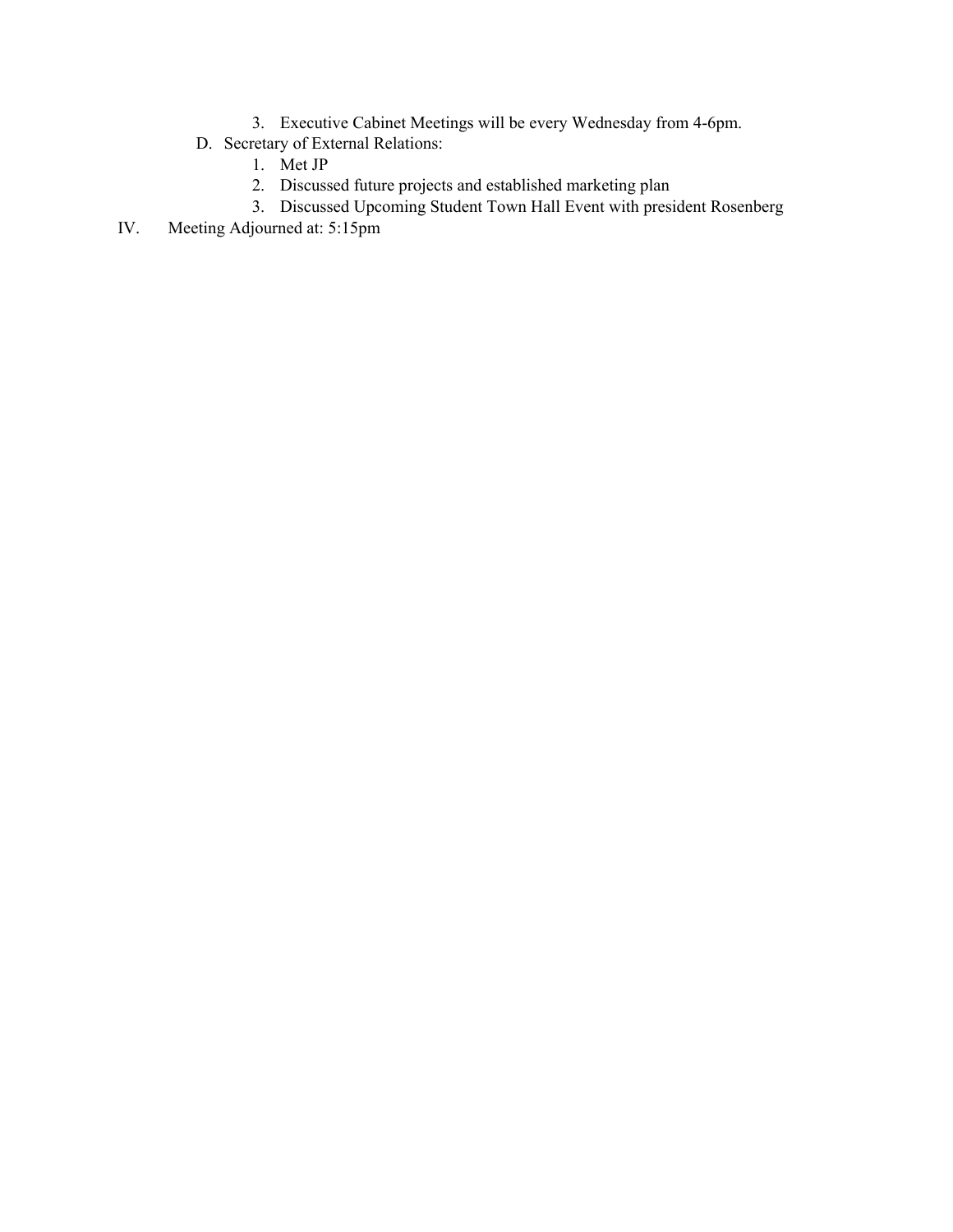3. Executive Cabinet Meetings will be every Wednesday from 4-6pm.

D. Secretary of External Relations:
   1. Met JP
   2. Discussed future projects and established marketing plan
   3. Discussed Upcoming Student Town Hall Event with president Rosenberg

IV. Meeting Adjourned at: 5:15pm